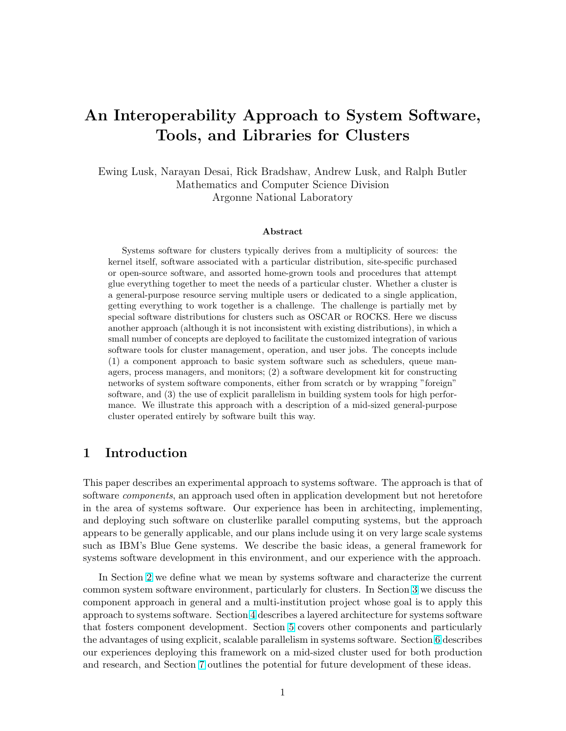# An Interoperability Approach to System Software, Tools, and Libraries for Clusters

Ewing Lusk, Narayan Desai, Rick Bradshaw, Andrew Lusk, and Ralph Butler
Mathematics and Computer Science Division
Argonne National Laboratory

### Abstract

Systems software for clusters typically derives from a multiplicity of sources: the kernel itself, software associated with a particular distribution, site-specific purchased or open-source software, and assorted home-grown tools and procedures that attempt glue everything together to meet the needs of a particular cluster. Whether a cluster is a general-purpose resource serving multiple users or dedicated to a single application, getting everything to work together is a challenge. The challenge is partially met by special software distributions for clusters such as OSCAR or ROCKS. Here we discuss another approach (although it is not inconsistent with existing distributions), in which a small number of concepts are deployed to facilitate the customized integration of various software tools for cluster management, operation, and user jobs. The concepts include (1) a component approach to basic system software such as schedulers, queue managers, process managers, and monitors; (2) a software development kit for constructing networks of system software components, either from scratch or by wrapping "foreign" software, and (3) the use of explicit parallelism in building system tools for high performance. We illustrate this approach with a description of a mid-sized general-purpose cluster operated entirely by software built this way.

## 1 Introduction

This paper describes an experimental approach to systems software. The approach is that of software *components*, an approach used often in application development but not heretofore in the area of systems software. Our experience has been in architecting, implementing, and deploying such software on clusterlike parallel computing systems, but the approach appears to be generally applicable, and our plans include using it on very large scale systems such as IBM's Blue Gene systems. We describe the basic ideas, a general framework for systems software development in this environment, and our experience with the approach.

In Section 2 we define what we mean by systems software and characterize the current common system software environment, particularly for clusters. In Section 3 we discuss the component approach in general and a multi-institution project whose goal is to apply this approach to systems software. Section 4 describes a layered architecture for systems software that fosters component development. Section 5 covers other components and particularly the advantages of using explicit, scalable parallelism in systems software. Section 6 describes our experiences deploying this framework on a mid-sized cluster used for both production and research, and Section 7 outlines the potential for future development of these ideas.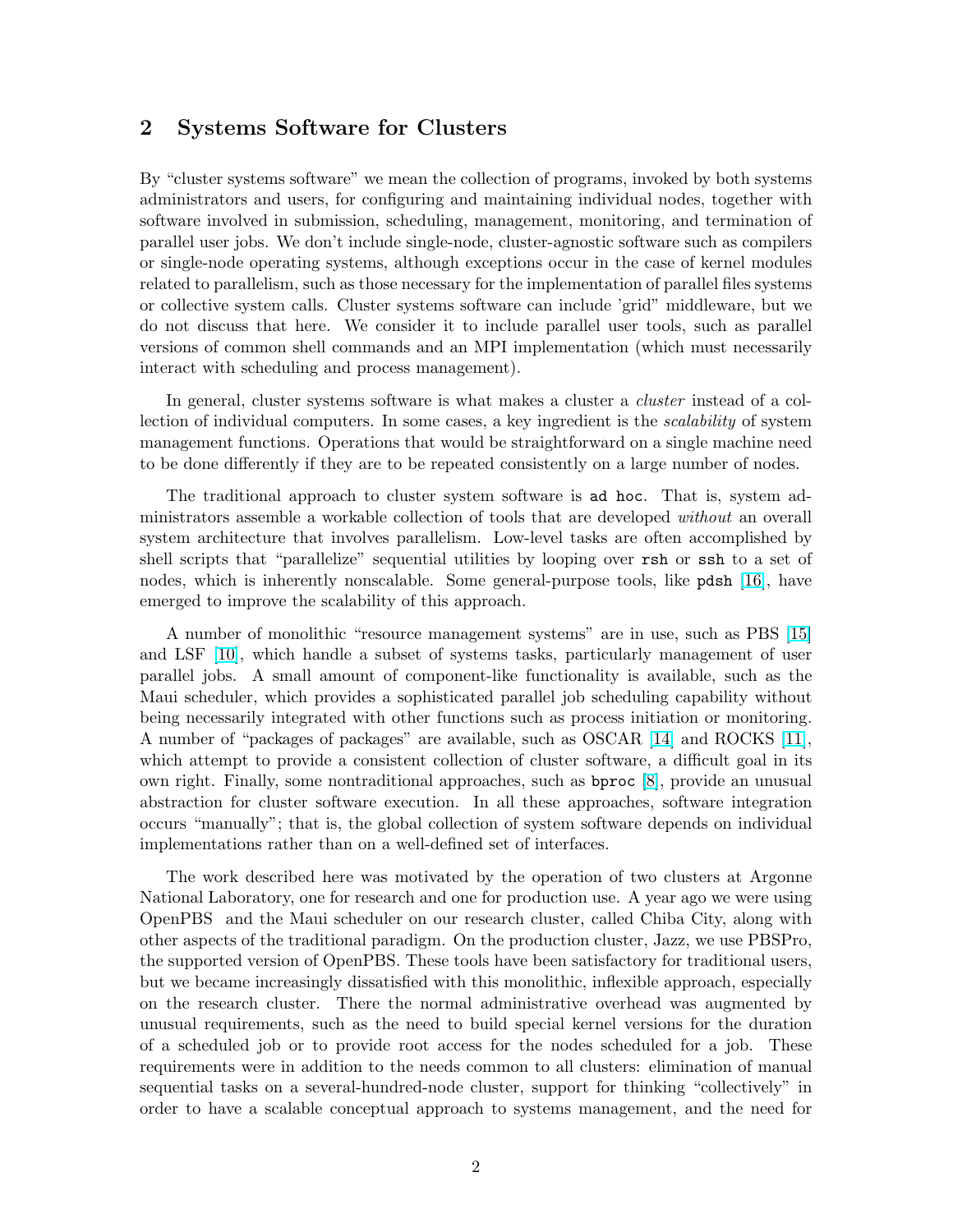## 2 Systems Software for Clusters

By "cluster systems software" we mean the collection of programs, invoked by both systems administrators and users, for configuring and maintaining individual nodes, together with software involved in submission, scheduling, management, monitoring, and termination of parallel user jobs. We don't include single-node, cluster-agnostic software such as compilers or single-node operating systems, although exceptions occur in the case of kernel modules related to parallelism, such as those necessary for the implementation of parallel files systems or collective system calls. Cluster systems software can include 'grid" middleware, but we do not discuss that here. We consider it to include parallel user tools, such as parallel versions of common shell commands and an MPI implementation (which must necessarily interact with scheduling and process management).

In general, cluster systems software is what makes a cluster a *cluster* instead of a collection of individual computers. In some cases, a key ingredient is the *scalability* of system management functions. Operations that would be straightforward on a single machine need to be done differently if they are to be repeated consistently on a large number of nodes.

The traditional approach to cluster system software is `ad hoc`. That is, system administrators assemble a workable collection of tools that are developed *without* an overall system architecture that involves parallelism. Low-level tasks are often accomplished by shell scripts that "parallelize" sequential utilities by looping over `rsh` or `ssh` to a set of nodes, which is inherently nonscalable. Some general-purpose tools, like `pdsh` [16], have emerged to improve the scalability of this approach.

A number of monolithic "resource management systems" are in use, such as PBS [15] and LSF [10], which handle a subset of systems tasks, particularly management of user parallel jobs. A small amount of component-like functionality is available, such as the Maui scheduler, which provides a sophisticated parallel job scheduling capability without being necessarily integrated with other functions such as process initiation or monitoring. A number of "packages of packages" are available, such as OSCAR [14] and ROCKS [11], which attempt to provide a consistent collection of cluster software, a difficult goal in its own right. Finally, some nontraditional approaches, such as `bproc` [8], provide an unusual abstraction for cluster software execution. In all these approaches, software integration occurs "manually"; that is, the global collection of system software depends on individual implementations rather than on a well-defined set of interfaces.

The work described here was motivated by the operation of two clusters at Argonne National Laboratory, one for research and one for production use. A year ago we were using OpenPBS and the Maui scheduler on our research cluster, called Chiba City, along with other aspects of the traditional paradigm. On the production cluster, Jazz, we use PBSPro, the supported version of OpenPBS. These tools have been satisfactory for traditional users, but we became increasingly dissatisfied with this monolithic, inflexible approach, especially on the research cluster. There the normal administrative overhead was augmented by unusual requirements, such as the need to build special kernel versions for the duration of a scheduled job or to provide root access for the nodes scheduled for a job. These requirements were in addition to the needs common to all clusters: elimination of manual sequential tasks on a several-hundred-node cluster, support for thinking "collectively" in order to have a scalable conceptual approach to systems management, and the need for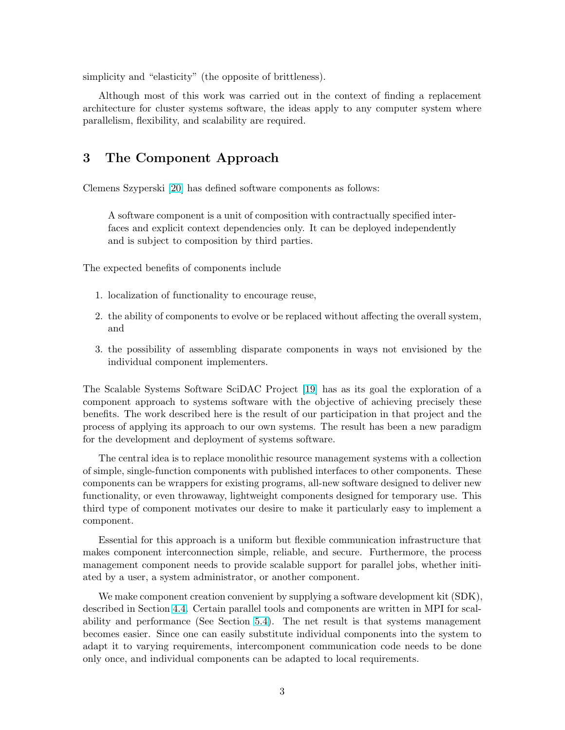simplicity and "elasticity" (the opposite of brittleness).

Although most of this work was carried out in the context of finding a replacement architecture for cluster systems software, the ideas apply to any computer system where parallelism, flexibility, and scalability are required.

## 3 The Component Approach

Clemens Szyperski [20] has defined software components as follows:

> A software component is a unit of composition with contractually specified interfaces and explicit context dependencies only. It can be deployed independently and is subject to composition by third parties.

The expected benefits of components include

1. localization of functionality to encourage reuse,
2. the ability of components to evolve or be replaced without affecting the overall system, and
3. the possibility of assembling disparate components in ways not envisioned by the individual component implementers.

The Scalable Systems Software SciDAC Project [19] has as its goal the exploration of a component approach to systems software with the objective of achieving precisely these benefits. The work described here is the result of our participation in that project and the process of applying its approach to our own systems. The result has been a new paradigm for the development and deployment of systems software.

The central idea is to replace monolithic resource management systems with a collection of simple, single-function components with published interfaces to other components. These components can be wrappers for existing programs, all-new software designed to deliver new functionality, or even throwaway, lightweight components designed for temporary use. This third type of component motivates our desire to make it particularly easy to implement a component.

Essential for this approach is a uniform but flexible communication infrastructure that makes component interconnection simple, reliable, and secure. Furthermore, the process management component needs to provide scalable support for parallel jobs, whether initiated by a user, a system administrator, or another component.

We make component creation convenient by supplying a software development kit (SDK), described in Section 4.4. Certain parallel tools and components are written in MPI for scalability and performance (See Section 5.4). The net result is that systems management becomes easier. Since one can easily substitute individual components into the system to adapt it to varying requirements, intercomponent communication code needs to be done only once, and individual components can be adapted to local requirements.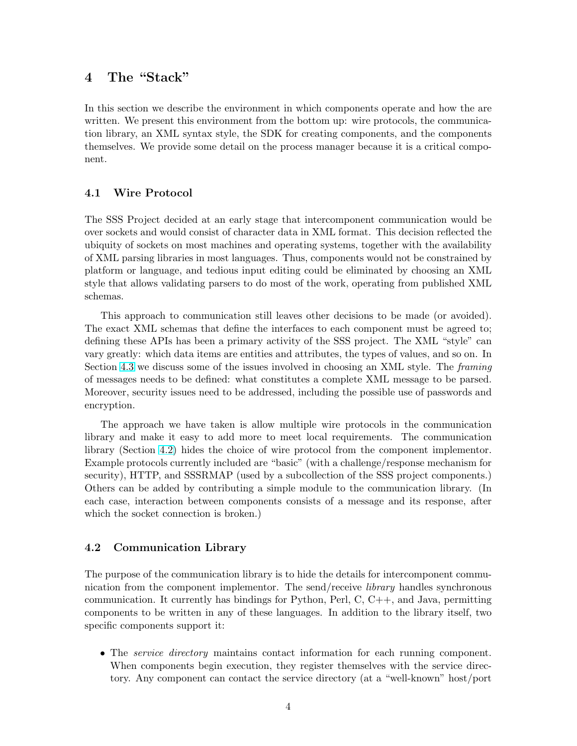## 4 The "Stack"

In this section we describe the environment in which components operate and how the are written. We present this environment from the bottom up: wire protocols, the communication library, an XML syntax style, the SDK for creating components, and the components themselves. We provide some detail on the process manager because it is a critical component.

### 4.1 Wire Protocol

The SSS Project decided at an early stage that intercomponent communication would be over sockets and would consist of character data in XML format. This decision reflected the ubiquity of sockets on most machines and operating systems, together with the availability of XML parsing libraries in most languages. Thus, components would not be constrained by platform or language, and tedious input editing could be eliminated by choosing an XML style that allows validating parsers to do most of the work, operating from published XML schemas.

This approach to communication still leaves other decisions to be made (or avoided). The exact XML schemas that define the interfaces to each component must be agreed to; defining these APIs has been a primary activity of the SSS project. The XML "style" can vary greatly: which data items are entities and attributes, the types of values, and so on. In Section 4.3 we discuss some of the issues involved in choosing an XML style. The *framing* of messages needs to be defined: what constitutes a complete XML message to be parsed. Moreover, security issues need to be addressed, including the possible use of passwords and encryption.

The approach we have taken is allow multiple wire protocols in the communication library and make it easy to add more to meet local requirements. The communication library (Section 4.2) hides the choice of wire protocol from the component implementor. Example protocols currently included are "basic" (with a challenge/response mechanism for security), HTTP, and SSSRMAP (used by a subcollection of the SSS project components.) Others can be added by contributing a simple module to the communication library. (In each case, interaction between components consists of a message and its response, after which the socket connection is broken.)

### 4.2 Communication Library

The purpose of the communication library is to hide the details for intercomponent communication from the component implementor. The send/receive *library* handles synchronous communication. It currently has bindings for Python, Perl, C, C++, and Java, permitting components to be written in any of these languages. In addition to the library itself, two specific components support it:

- The *service directory* maintains contact information for each running component. When components begin execution, they register themselves with the service directory. Any component can contact the service directory (at a "well-known" host/port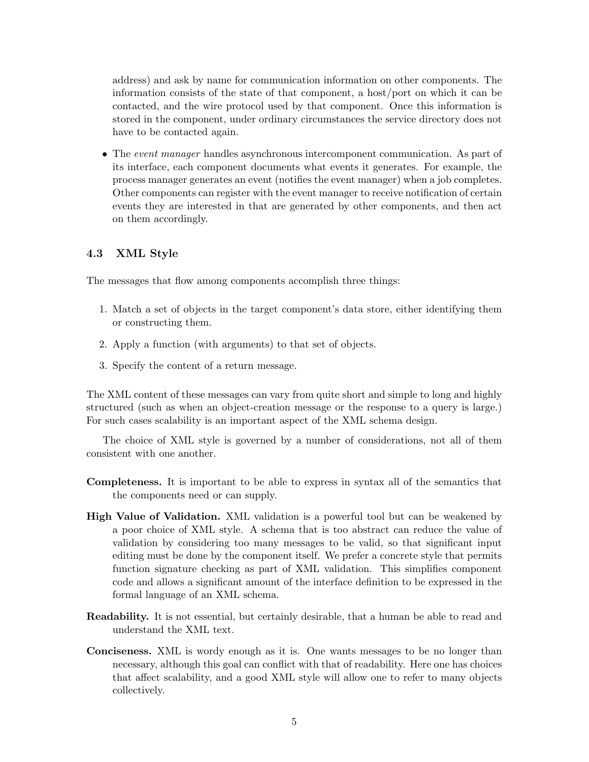address) and ask by name for communication information on other components. The information consists of the state of that component, a host/port on which it can be contacted, and the wire protocol used by that component. Once this information is stored in the component, under ordinary circumstances the service directory does not have to be contacted again.

- The *event manager* handles asynchronous intercomponent communication. As part of its interface, each component documents what events it generates. For example, the process manager generates an event (notifies the event manager) when a job completes. Other components can register with the event manager to receive notification of certain events they are interested in that are generated by other components, and then act on them accordingly.

### 4.3 XML Style

The messages that flow among components accomplish three things:

1. Match a set of objects in the target component's data store, either identifying them or constructing them.
2. Apply a function (with arguments) to that set of objects.
3. Specify the content of a return message.

The XML content of these messages can vary from quite short and simple to long and highly structured (such as when an object-creation message or the response to a query is large.) For such cases scalability is an important aspect of the XML schema design.

The choice of XML style is governed by a number of considerations, not all of them consistent with one another.

**Completeness.** It is important to be able to express in syntax all of the semantics that the components need or can supply.

**High Value of Validation.** XML validation is a powerful tool but can be weakened by a poor choice of XML style. A schema that is too abstract can reduce the value of validation by considering too many messages to be valid, so that significant input editing must be done by the component itself. We prefer a concrete style that permits function signature checking as part of XML validation. This simplifies component code and allows a significant amount of the interface definition to be expressed in the formal language of an XML schema.

**Readability.** It is not essential, but certainly desirable, that a human be able to read and understand the XML text.

**Conciseness.** XML is wordy enough as it is. One wants messages to be no longer than necessary, although this goal can conflict with that of readability. Here one has choices that affect scalability, and a good XML style will allow one to refer to many objects collectively.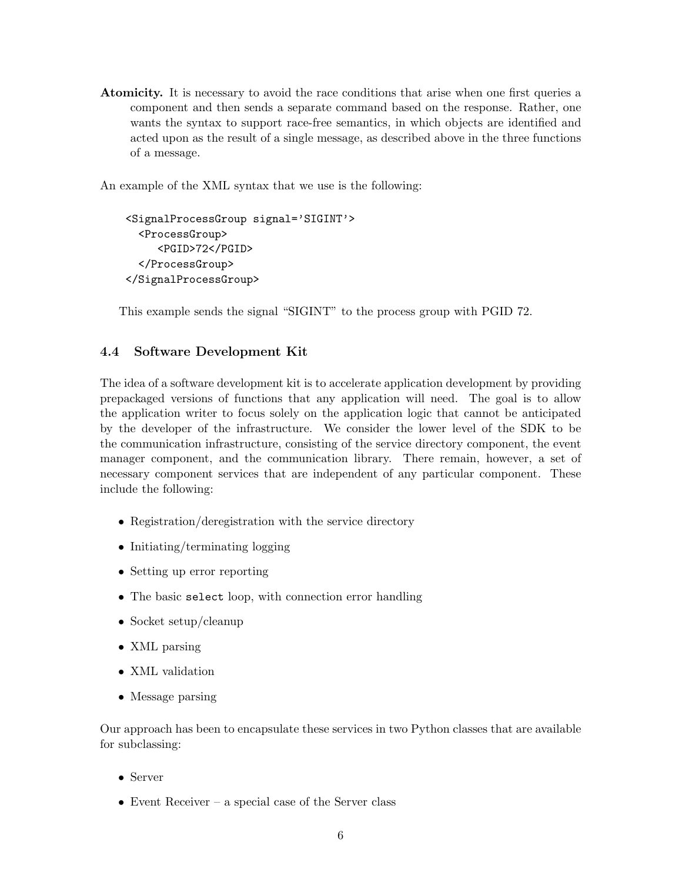**Atomicity.** It is necessary to avoid the race conditions that arise when one first queries a component and then sends a separate command based on the response. Rather, one wants the syntax to support race-free semantics, in which objects are identified and acted upon as the result of a single message, as described above in the three functions of a message.

An example of the XML syntax that we use is the following:

```
<SignalProcessGroup signal='SIGINT'>
  <ProcessGroup>
     <PGID>72</PGID>
  </ProcessGroup>
</SignalProcessGroup>
```

This example sends the signal "SIGINT" to the process group with PGID 72.

### 4.4 Software Development Kit

The idea of a software development kit is to accelerate application development by providing prepackaged versions of functions that any application will need. The goal is to allow the application writer to focus solely on the application logic that cannot be anticipated by the developer of the infrastructure. We consider the lower level of the SDK to be the communication infrastructure, consisting of the service directory component, the event manager component, and the communication library. There remain, however, a set of necessary component services that are independent of any particular component. These include the following:

- Registration/deregistration with the service directory
- Initiating/terminating logging
- Setting up error reporting
- The basic `select` loop, with connection error handling
- Socket setup/cleanup
- XML parsing
- XML validation
- Message parsing

Our approach has been to encapsulate these services in two Python classes that are available for subclassing:

- Server
- Event Receiver – a special case of the Server class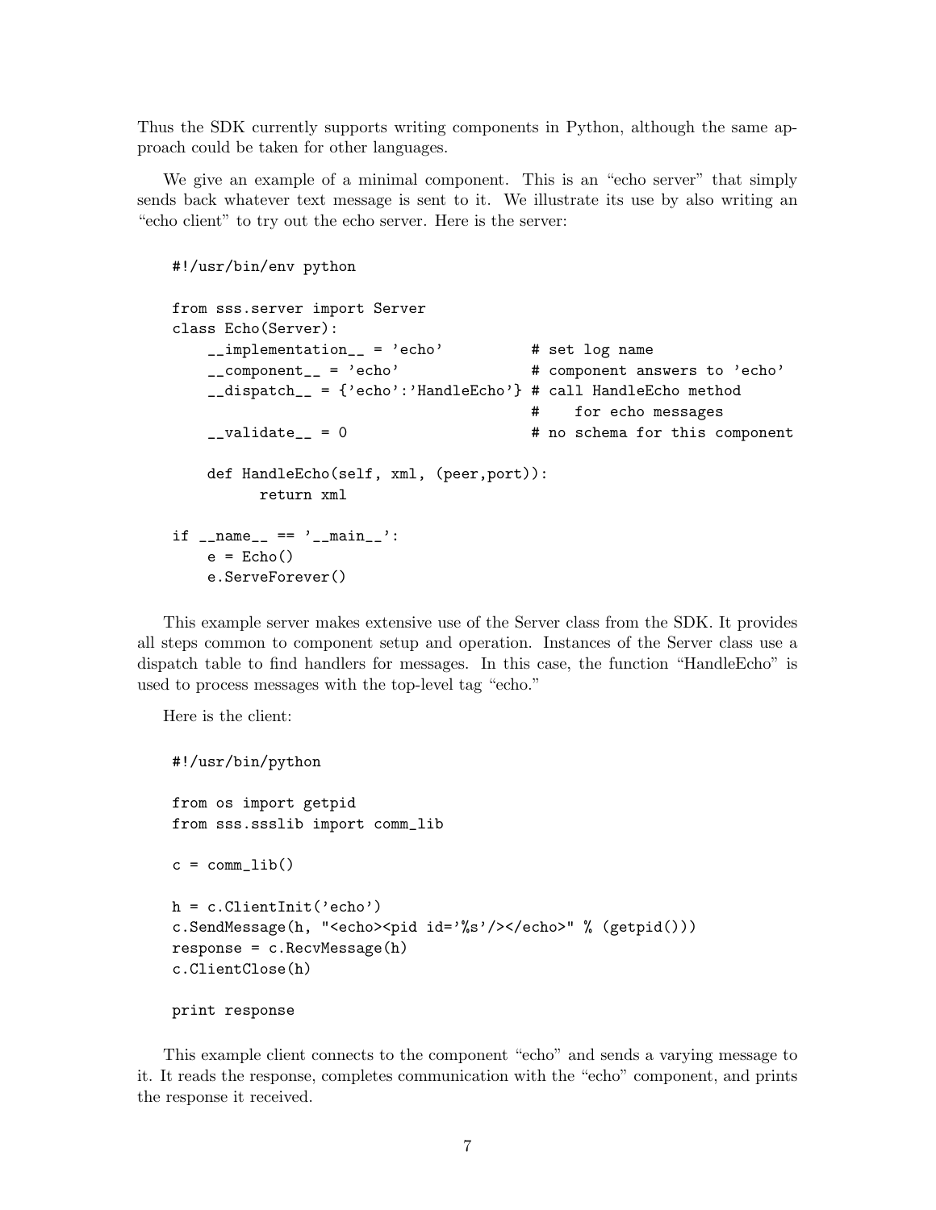Thus the SDK currently supports writing components in Python, although the same approach could be taken for other languages.

We give an example of a minimal component. This is an "echo server" that simply sends back whatever text message is sent to it. We illustrate its use by also writing an "echo client" to try out the echo server. Here is the server:

```
#!/usr/bin/env python

from sss.server import Server
class Echo(Server):
    __implementation__ = 'echo'          # set log name
    __component__ = 'echo'               # component answers to 'echo'
    __dispatch__ = {'echo':'HandleEcho'} # call HandleEcho method
                                         #    for echo messages
    __validate__ = 0                     # no schema for this component

    def HandleEcho(self, xml, (peer,port)):
          return xml

if __name__ == '__main__':
    e = Echo()
    e.ServeForever()
```

This example server makes extensive use of the Server class from the SDK. It provides all steps common to component setup and operation. Instances of the Server class use a dispatch table to find handlers for messages. In this case, the function "HandleEcho" is used to process messages with the top-level tag "echo."

Here is the client:

```
#!/usr/bin/python

from os import getpid
from sss.ssslib import comm_lib

c = comm_lib()

h = c.ClientInit('echo')
c.SendMessage(h, "<echo><pid id='%s'/></echo>" % (getpid()))
response = c.RecvMessage(h)
c.ClientClose(h)

print response
```

This example client connects to the component "echo" and sends a varying message to it. It reads the response, completes communication with the "echo" component, and prints the response it received.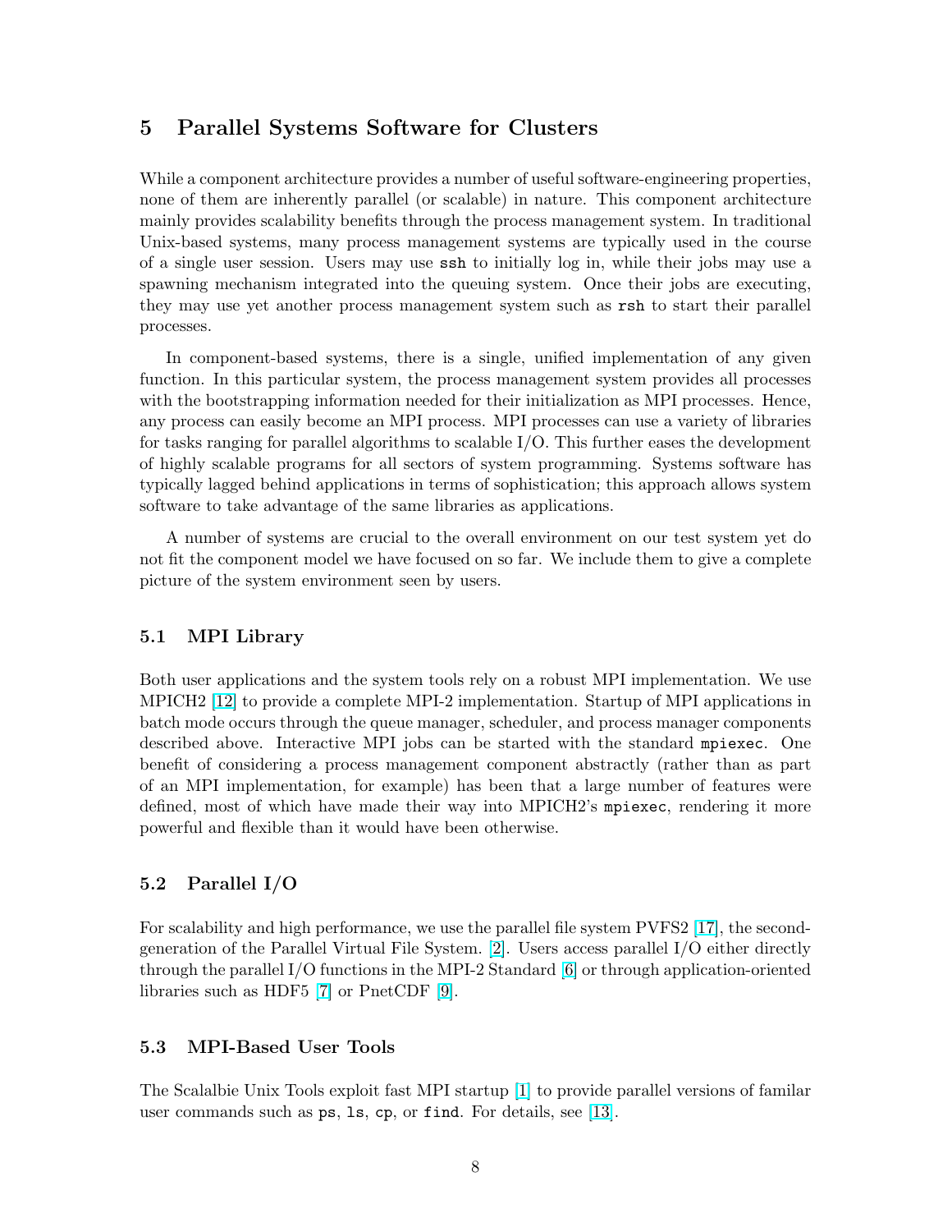## 5 Parallel Systems Software for Clusters

While a component architecture provides a number of useful software-engineering properties, none of them are inherently parallel (or scalable) in nature. This component architecture mainly provides scalability benefits through the process management system. In traditional Unix-based systems, many process management systems are typically used in the course of a single user session. Users may use `ssh` to initially log in, while their jobs may use a spawning mechanism integrated into the queuing system. Once their jobs are executing, they may use yet another process management system such as `rsh` to start their parallel processes.

In component-based systems, there is a single, unified implementation of any given function. In this particular system, the process management system provides all processes with the bootstrapping information needed for their initialization as MPI processes. Hence, any process can easily become an MPI process. MPI processes can use a variety of libraries for tasks ranging for parallel algorithms to scalable I/O. This further eases the development of highly scalable programs for all sectors of system programming. Systems software has typically lagged behind applications in terms of sophistication; this approach allows system software to take advantage of the same libraries as applications.

A number of systems are crucial to the overall environment on our test system yet do not fit the component model we have focused on so far. We include them to give a complete picture of the system environment seen by users.

### 5.1 MPI Library

Both user applications and the system tools rely on a robust MPI implementation. We use MPICH2 [12] to provide a complete MPI-2 implementation. Startup of MPI applications in batch mode occurs through the queue manager, scheduler, and process manager components described above. Interactive MPI jobs can be started with the standard `mpiexec`. One benefit of considering a process management component abstractly (rather than as part of an MPI implementation, for example) has been that a large number of features were defined, most of which have made their way into MPICH2's `mpiexec`, rendering it more powerful and flexible than it would have been otherwise.

### 5.2 Parallel I/O

For scalability and high performance, we use the parallel file system PVFS2 [17], the second-generation of the Parallel Virtual File System. [2]. Users access parallel I/O either directly through the parallel I/O functions in the MPI-2 Standard [6] or through application-oriented libraries such as HDF5 [7] or PnetCDF [9].

### 5.3 MPI-Based User Tools

The Scalalbie Unix Tools exploit fast MPI startup [1] to provide parallel versions of familar user commands such as `ps`, `ls`, `cp`, or `find`. For details, see [13].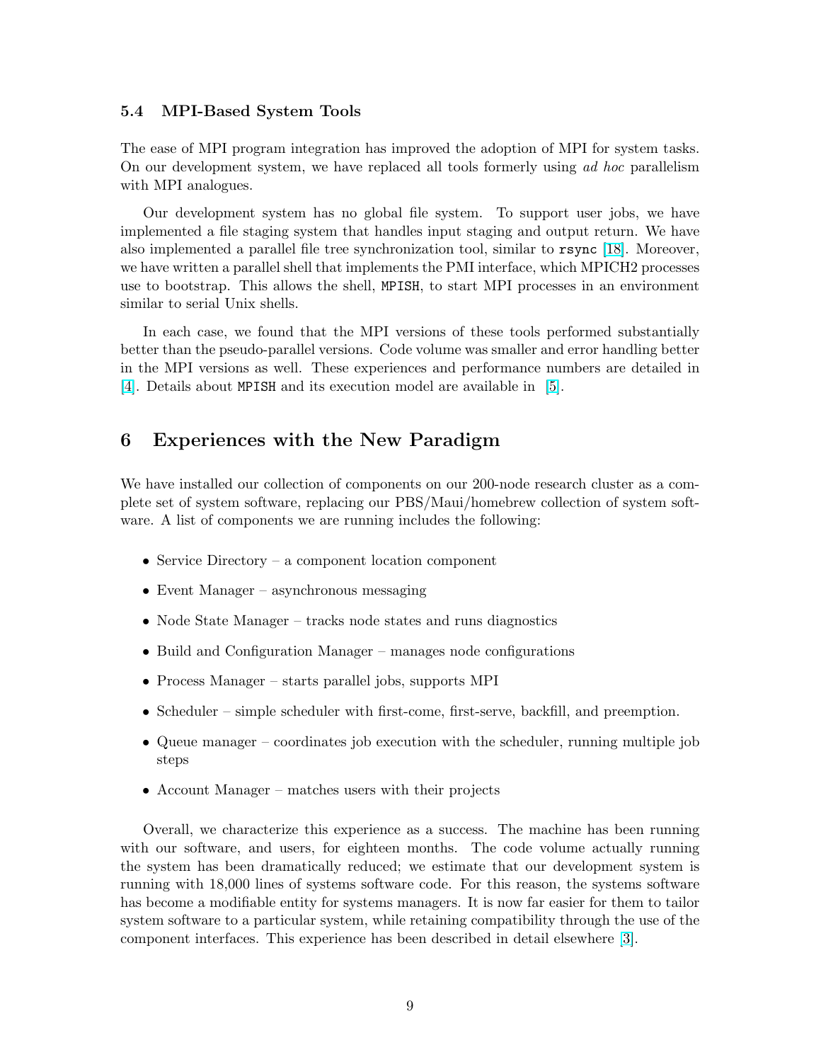### 5.4 MPI-Based System Tools

The ease of MPI program integration has improved the adoption of MPI for system tasks. On our development system, we have replaced all tools formerly using *ad hoc* parallelism with MPI analogues.

Our development system has no global file system. To support user jobs, we have implemented a file staging system that handles input staging and output return. We have also implemented a parallel file tree synchronization tool, similar to `rsync` [18]. Moreover, we have written a parallel shell that implements the PMI interface, which MPICH2 processes use to bootstrap. This allows the shell, `MPISH`, to start MPI processes in an environment similar to serial Unix shells.

In each case, we found that the MPI versions of these tools performed substantially better than the pseudo-parallel versions. Code volume was smaller and error handling better in the MPI versions as well. These experiences and performance numbers are detailed in [4]. Details about `MPISH` and its execution model are available in [5].

## 6 Experiences with the New Paradigm

We have installed our collection of components on our 200-node research cluster as a complete set of system software, replacing our PBS/Maui/homebrew collection of system software. A list of components we are running includes the following:

- Service Directory – a component location component
- Event Manager – asynchronous messaging
- Node State Manager – tracks node states and runs diagnostics
- Build and Configuration Manager – manages node configurations
- Process Manager – starts parallel jobs, supports MPI
- Scheduler – simple scheduler with first-come, first-serve, backfill, and preemption.
- Queue manager – coordinates job execution with the scheduler, running multiple job steps
- Account Manager – matches users with their projects

Overall, we characterize this experience as a success. The machine has been running with our software, and users, for eighteen months. The code volume actually running the system has been dramatically reduced; we estimate that our development system is running with 18,000 lines of systems software code. For this reason, the systems software has become a modifiable entity for systems managers. It is now far easier for them to tailor system software to a particular system, while retaining compatibility through the use of the component interfaces. This experience has been described in detail elsewhere [3].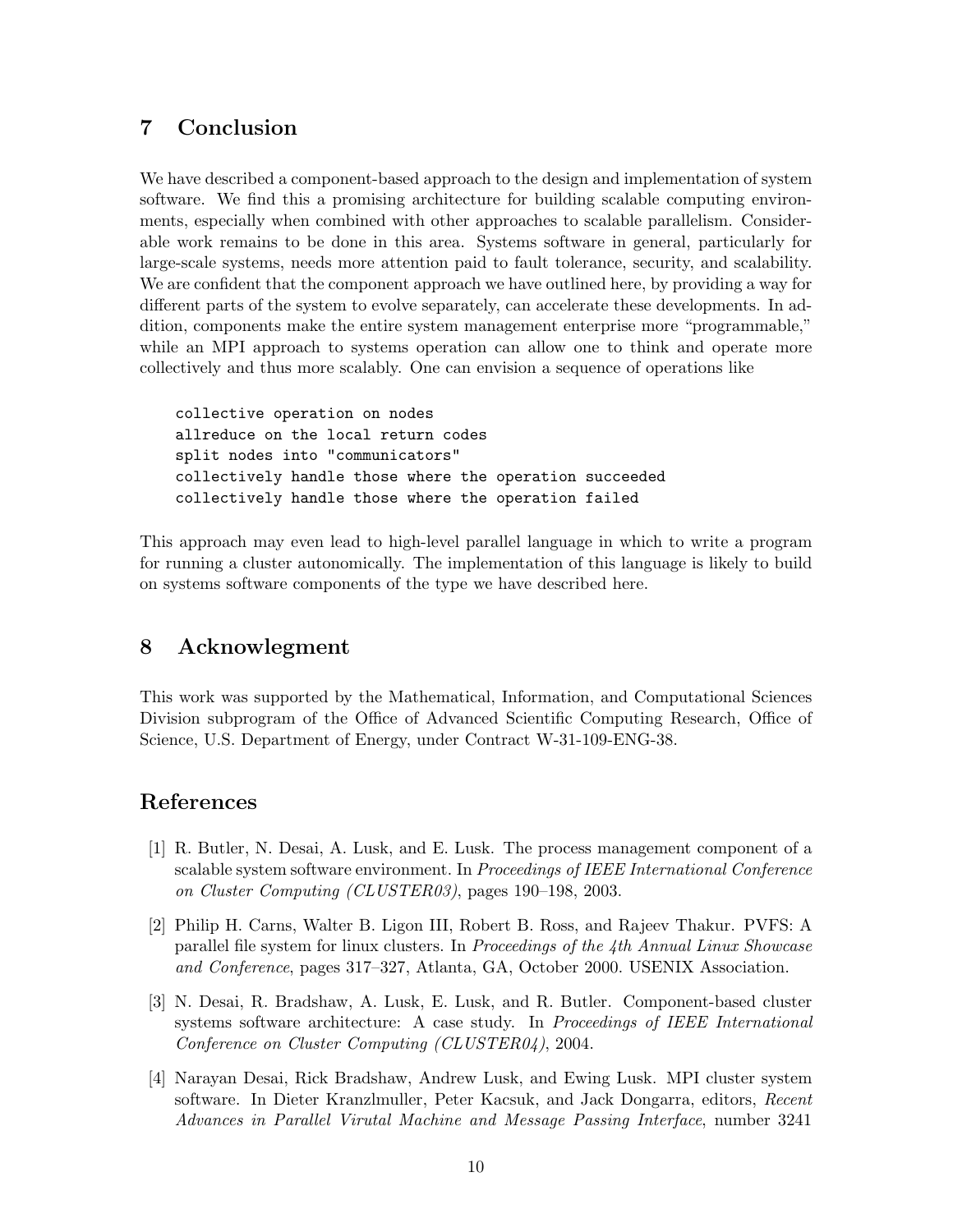## 7 Conclusion

We have described a component-based approach to the design and implementation of system software. We find this a promising architecture for building scalable computing environments, especially when combined with other approaches to scalable parallelism. Considerable work remains to be done in this area. Systems software in general, particularly for large-scale systems, needs more attention paid to fault tolerance, security, and scalability. We are confident that the component approach we have outlined here, by providing a way for different parts of the system to evolve separately, can accelerate these developments. In addition, components make the entire system management enterprise more "programmable," while an MPI approach to systems operation can allow one to think and operate more collectively and thus more scalably. One can envision a sequence of operations like

```
collective operation on nodes
allreduce on the local return codes
split nodes into "communicators"
collectively handle those where the operation succeeded
collectively handle those where the operation failed
```

This approach may even lead to high-level parallel language in which to write a program for running a cluster autonomically. The implementation of this language is likely to build on systems software components of the type we have described here.

## 8 Acknowlegment

This work was supported by the Mathematical, Information, and Computational Sciences Division subprogram of the Office of Advanced Scientific Computing Research, Office of Science, U.S. Department of Energy, under Contract W-31-109-ENG-38.

## References

[1] R. Butler, N. Desai, A. Lusk, and E. Lusk. The process management component of a scalable system software environment. In *Proceedings of IEEE International Conference on Cluster Computing (CLUSTER03)*, pages 190–198, 2003.

[2] Philip H. Carns, Walter B. Ligon III, Robert B. Ross, and Rajeev Thakur. PVFS: A parallel file system for linux clusters. In *Proceedings of the 4th Annual Linux Showcase and Conference*, pages 317–327, Atlanta, GA, October 2000. USENIX Association.

[3] N. Desai, R. Bradshaw, A. Lusk, E. Lusk, and R. Butler. Component-based cluster systems software architecture: A case study. In *Proceedings of IEEE International Conference on Cluster Computing (CLUSTER04)*, 2004.

[4] Narayan Desai, Rick Bradshaw, Andrew Lusk, and Ewing Lusk. MPI cluster system software. In Dieter Kranzlmuller, Peter Kacsuk, and Jack Dongarra, editors, *Recent Advances in Parallel Virutal Machine and Message Passing Interface*, number 3241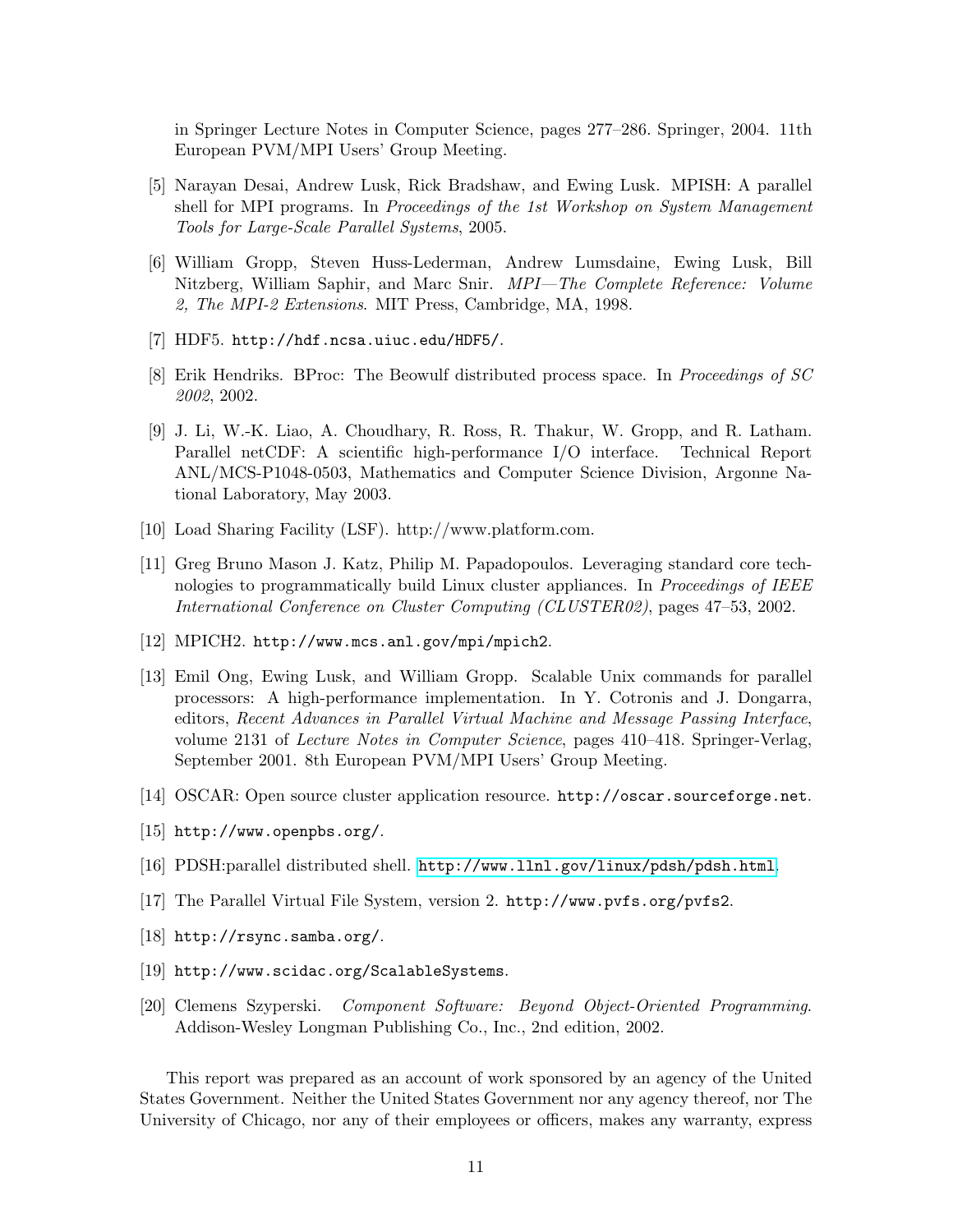in Springer Lecture Notes in Computer Science, pages 277–286. Springer, 2004. 11th European PVM/MPI Users' Group Meeting.

[5] Narayan Desai, Andrew Lusk, Rick Bradshaw, and Ewing Lusk. MPISH: A parallel shell for MPI programs. In *Proceedings of the 1st Workshop on System Management Tools for Large-Scale Parallel Systems*, 2005.

[6] William Gropp, Steven Huss-Lederman, Andrew Lumsdaine, Ewing Lusk, Bill Nitzberg, William Saphir, and Marc Snir. *MPI—The Complete Reference: Volume 2, The MPI-2 Extensions*. MIT Press, Cambridge, MA, 1998.

[7] HDF5. `http://hdf.ncsa.uiuc.edu/HDF5/`.

[8] Erik Hendriks. BProc: The Beowulf distributed process space. In *Proceedings of SC 2002*, 2002.

[9] J. Li, W.-K. Liao, A. Choudhary, R. Ross, R. Thakur, W. Gropp, and R. Latham. Parallel netCDF: A scientific high-performance I/O interface. Technical Report ANL/MCS-P1048-0503, Mathematics and Computer Science Division, Argonne National Laboratory, May 2003.

[10] Load Sharing Facility (LSF). http://www.platform.com.

[11] Greg Bruno Mason J. Katz, Philip M. Papadopoulos. Leveraging standard core technologies to programmatically build Linux cluster appliances. In *Proceedings of IEEE International Conference on Cluster Computing (CLUSTER02)*, pages 47–53, 2002.

[12] MPICH2. `http://www.mcs.anl.gov/mpi/mpich2`.

[13] Emil Ong, Ewing Lusk, and William Gropp. Scalable Unix commands for parallel processors: A high-performance implementation. In Y. Cotronis and J. Dongarra, editors, *Recent Advances in Parallel Virtual Machine and Message Passing Interface*, volume 2131 of *Lecture Notes in Computer Science*, pages 410–418. Springer-Verlag, September 2001. 8th European PVM/MPI Users' Group Meeting.

[14] OSCAR: Open source cluster application resource. `http://oscar.sourceforge.net`.

[15] `http://www.openpbs.org/`.

[16] PDSH:parallel distributed shell. `http://www.llnl.gov/linux/pdsh/pdsh.html`.

[17] The Parallel Virtual File System, version 2. `http://www.pvfs.org/pvfs2`.

[18] `http://rsync.samba.org/`.

[19] `http://www.scidac.org/ScalableSystems`.

[20] Clemens Szyperski. *Component Software: Beyond Object-Oriented Programming*. Addison-Wesley Longman Publishing Co., Inc., 2nd edition, 2002.

This report was prepared as an account of work sponsored by an agency of the United States Government. Neither the United States Government nor any agency thereof, nor The University of Chicago, nor any of their employees or officers, makes any warranty, express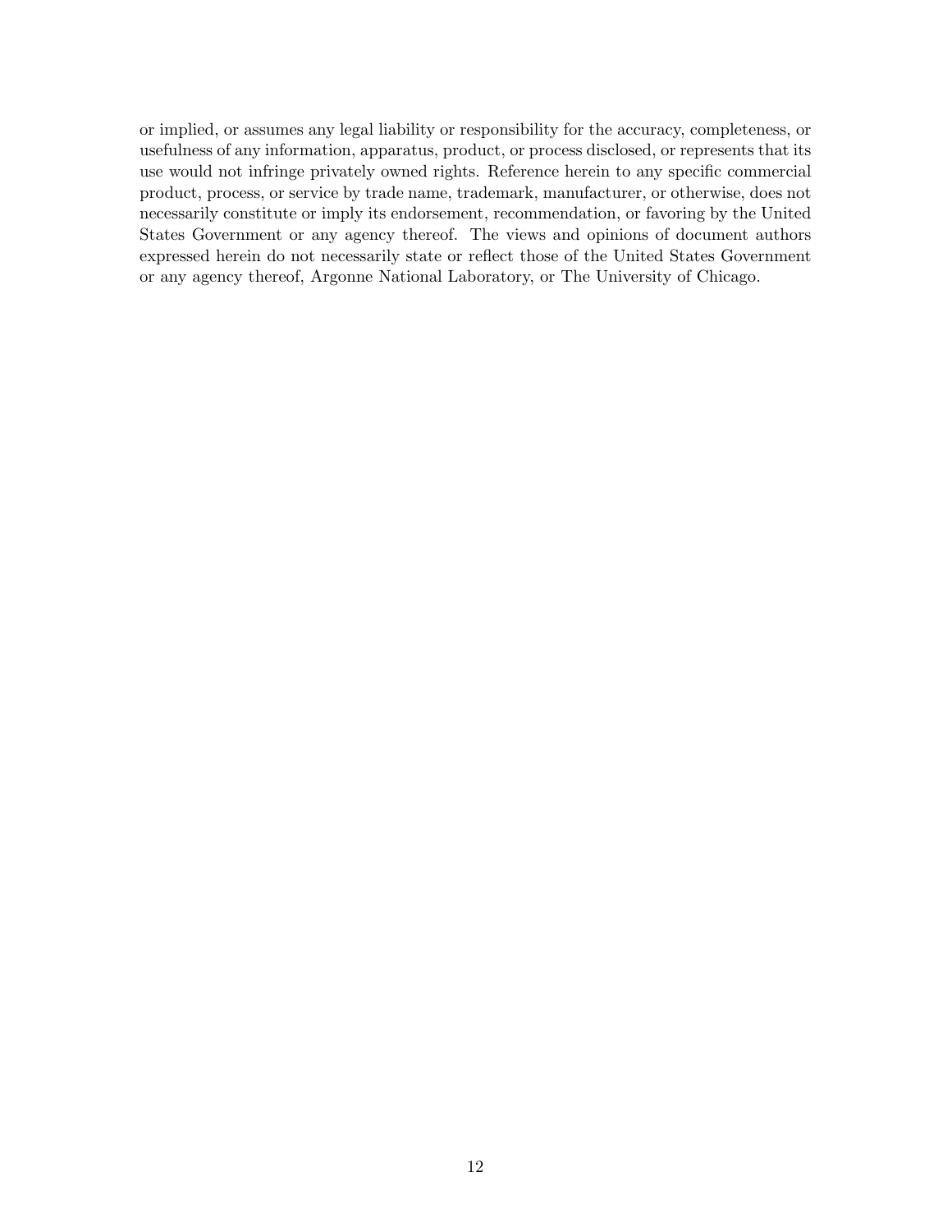or implied, or assumes any legal liability or responsibility for the accuracy, completeness, or usefulness of any information, apparatus, product, or process disclosed, or represents that its use would not infringe privately owned rights. Reference herein to any specific commercial product, process, or service by trade name, trademark, manufacturer, or otherwise, does not necessarily constitute or imply its endorsement, recommendation, or favoring by the United States Government or any agency thereof. The views and opinions of document authors expressed herein do not necessarily state or reflect those of the United States Government or any agency thereof, Argonne National Laboratory, or The University of Chicago.